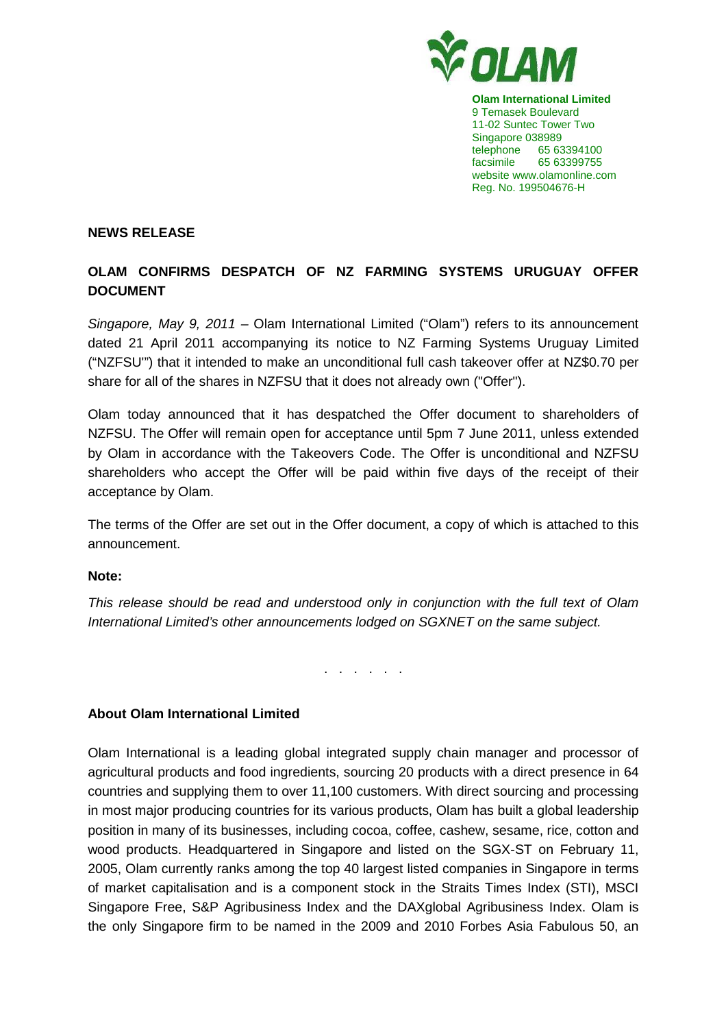**Olam International Limited**
9 Temasek Boulevard
11-02 Suntec Tower Two
Singapore 038989
telephone 65 63394100
facsimile 65 63399755
website www.olamonline.com
Reg. No. 199504676-H

**NEWS RELEASE**

# OLAM CONFIRMS DESPATCH OF NZ FARMING SYSTEMS URUGUAY OFFER DOCUMENT

*Singapore, May 9, 2011* – Olam International Limited ("Olam") refers to its announcement dated 21 April 2011 accompanying its notice to NZ Farming Systems Uruguay Limited ("NZFSU'") that it intended to make an unconditional full cash takeover offer at NZ$0.70 per share for all of the shares in NZFSU that it does not already own ("Offer").

Olam today announced that it has despatched the Offer document to shareholders of NZFSU. The Offer will remain open for acceptance until 5pm 7 June 2011, unless extended by Olam in accordance with the Takeovers Code. The Offer is unconditional and NZFSU shareholders who accept the Offer will be paid within five days of the receipt of their acceptance by Olam.

The terms of the Offer are set out in the Offer document, a copy of which is attached to this announcement.

**Note:**

*This release should be read and understood only in conjunction with the full text of Olam International Limited's other announcements lodged on SGXNET on the same subject.*

. . . . . .

**About Olam International Limited**

Olam International is a leading global integrated supply chain manager and processor of agricultural products and food ingredients, sourcing 20 products with a direct presence in 64 countries and supplying them to over 11,100 customers. With direct sourcing and processing in most major producing countries for its various products, Olam has built a global leadership position in many of its businesses, including cocoa, coffee, cashew, sesame, rice, cotton and wood products. Headquartered in Singapore and listed on the SGX-ST on February 11, 2005, Olam currently ranks among the top 40 largest listed companies in Singapore in terms of market capitalisation and is a component stock in the Straits Times Index (STI), MSCI Singapore Free, S&P Agribusiness Index and the DAXglobal Agribusiness Index. Olam is the only Singapore firm to be named in the 2009 and 2010 Forbes Asia Fabulous 50, an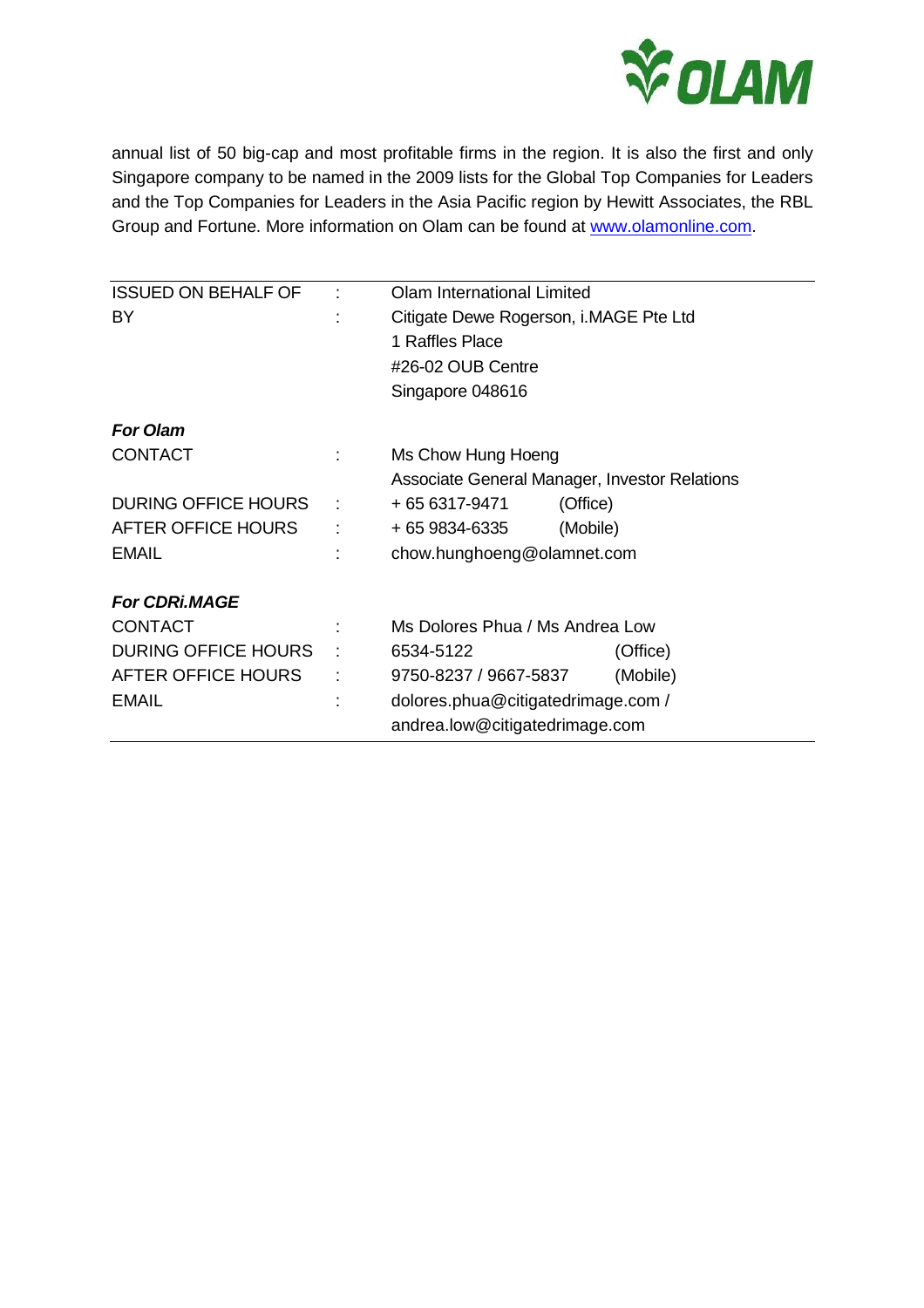annual list of 50 big-cap and most profitable firms in the region. It is also the first and only Singapore company to be named in the 2009 lists for the Global Top Companies for Leaders and the Top Companies for Leaders in the Asia Pacific region by Hewitt Associates, the RBL Group and Fortune. More information on Olam can be found at www.olamonline.com.

| | | | |
|---|---|---|---|
| ISSUED ON BEHALF OF | : | Olam International Limited | |
| BY | : | Citigate Dewe Rogerson, i.MAGE Pte Ltd<br>1 Raffles Place<br>#26-02 OUB Centre<br>Singapore 048616 | |
| ***For Olam*** | | | |
| CONTACT | : | Ms Chow Hung Hoeng<br>Associate General Manager, Investor Relations | |
| DURING OFFICE HOURS | : | + 65 6317-9471 | (Office) |
| AFTER OFFICE HOURS | : | + 65 9834-6335 | (Mobile) |
| EMAIL | : | chow.hunghoeng@olamnet.com | |
| ***For CDRi.MAGE*** | | | |
| CONTACT | : | Ms Dolores Phua / Ms Andrea Low | |
| DURING OFFICE HOURS | : | 6534-5122 | (Office) |
| AFTER OFFICE HOURS | : | 9750-8237 / 9667-5837 | (Mobile) |
| EMAIL | : | dolores.phua@citigatedrimage.com /<br>andrea.low@citigatedrimage.com | |